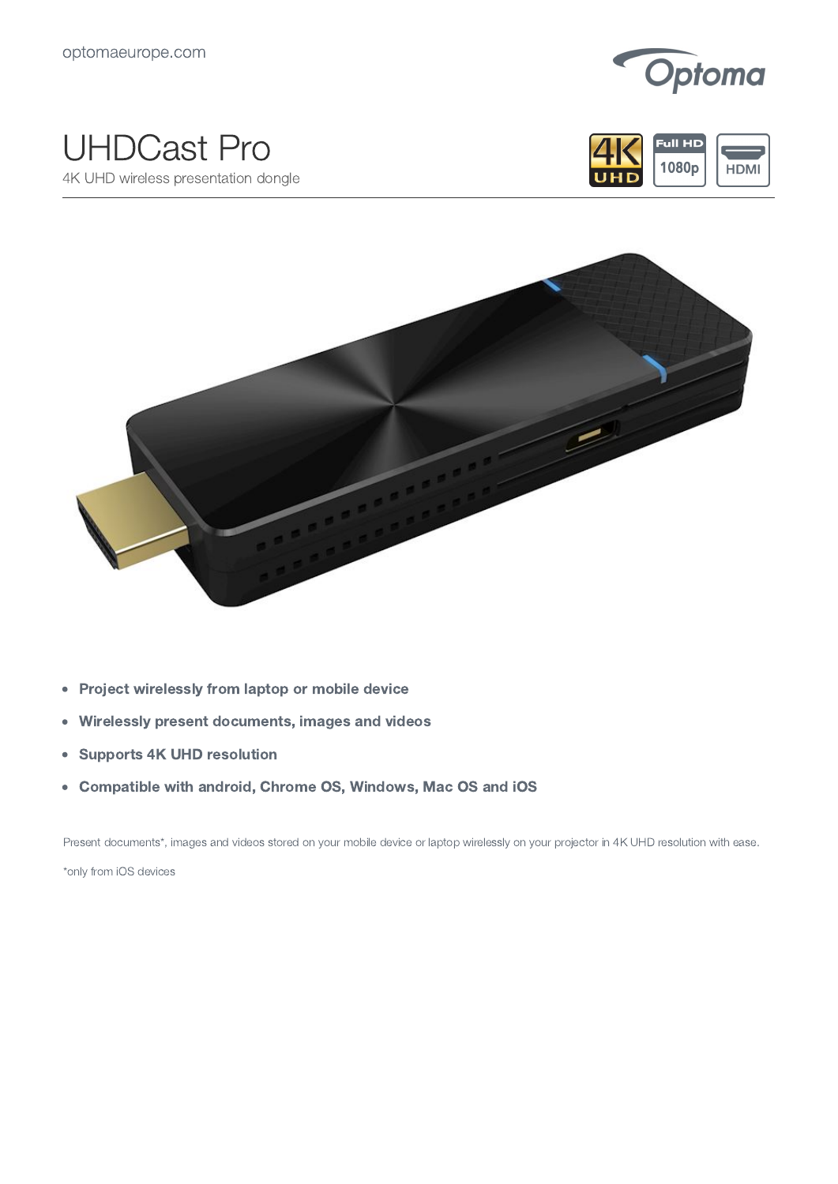# UHDCast Pro

4K UHD wireless presentation dongle

- **Project wirelessly from laptop or mobile device**
- **Wirelessly present documents, images and videos**
- **Supports 4K UHD resolution**
- **Compatible with android, Chrome OS, Windows, Mac OS and iOS**

Present documents*, images and videos stored on your mobile device or laptop wirelessly on your projector in 4K UHD resolution with ease.

*only from iOS devices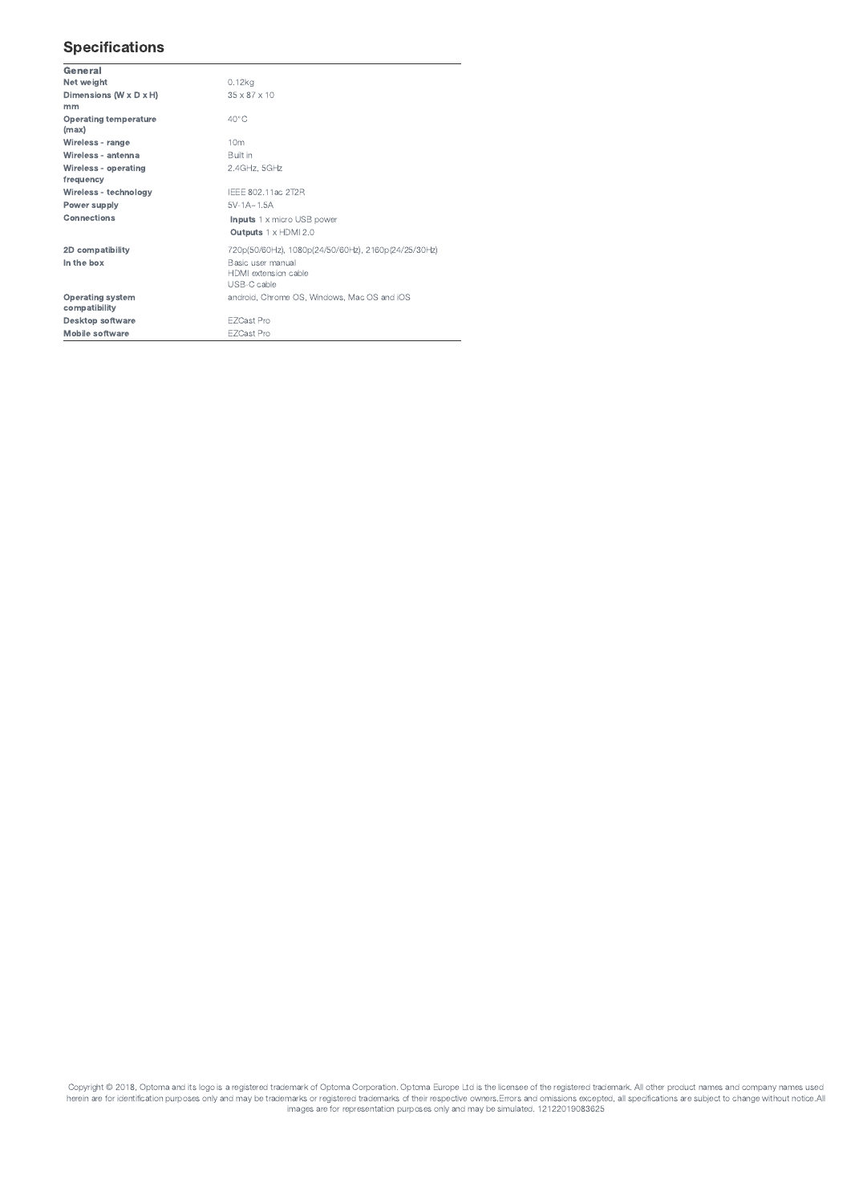## Specifications

| General | |
|---|---|
| **Net weight** | 0.12kg |
| **Dimensions (W x D x H) mm** | 35 x 87 x 10 |
| **Operating temperature (max)** | 40°C |
| **Wireless - range** | 10m |
| **Wireless - antenna** | Built in |
| **Wireless - operating frequency** | 2.4GHz, 5GHz |
| **Wireless - technology** | IEEE 802.11ac 2T2R |
| **Power supply** | 5V-1A~1.5A |
| **Connections** | **Inputs** 1 x micro USB power<br>**Outputs** 1 x HDMI 2.0 |
| **2D compatibility** | 720p(50/60Hz), 1080p(24/50/60Hz), 2160p(24/25/30Hz) |
| **In the box** | Basic user manual<br>HDMI extension cable<br>USB-C cable |
| **Operating system compatibility** | android, Chrome OS, Windows, Mac OS and iOS |
| **Desktop software** | EZCast Pro |
| **Mobile software** | EZCast Pro |

Copyright © 2018, Optoma and its logo is a registered trademark of Optoma Corporation. Optoma Europe Ltd is the licensee of the registered trademark. All other product names and company names used herein are for identification purposes only and may be trademarks or registered trademarks of their respective owners.Errors and omissions excepted, all specifications are subject to change without notice.All images are for representation purposes only and may be simulated. 12122019083625